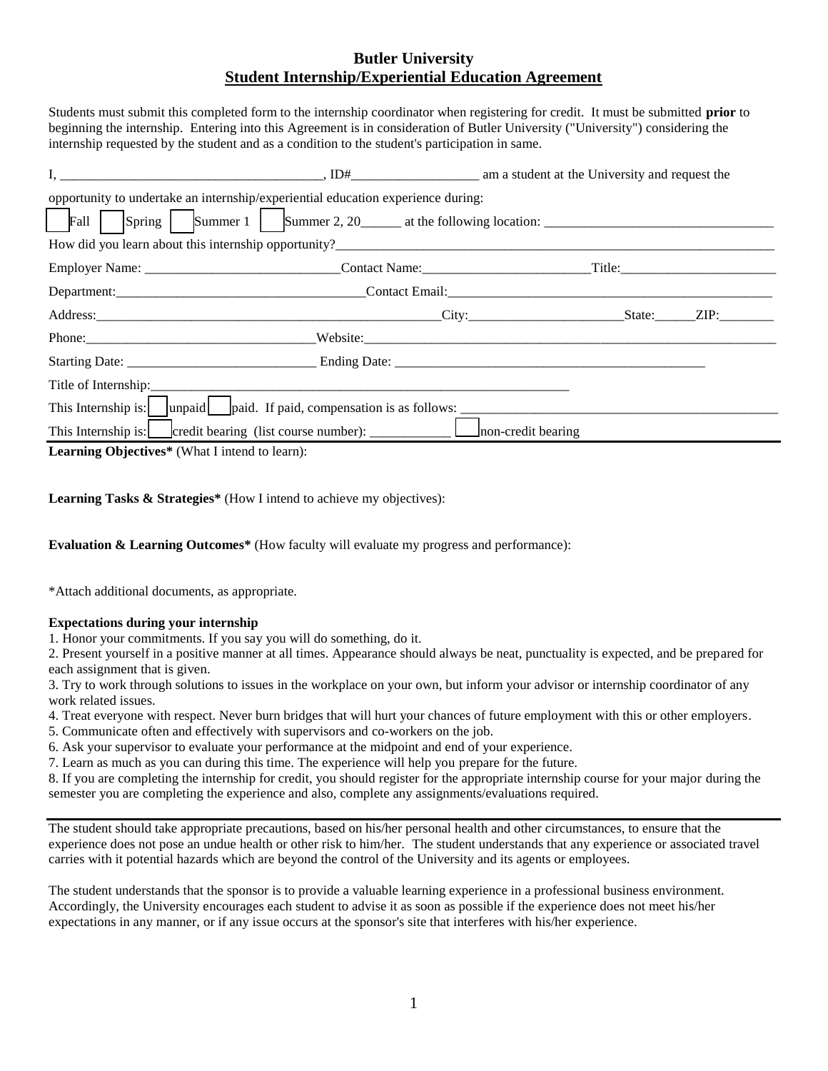# Butler University
## Student Internship/Experiential Education Agreement

Students must submit this completed form to the internship coordinator when registering for credit. It must be submitted **prior** to beginning the internship. Entering into this Agreement is in consideration of Butler University ("University") considering the internship requested by the student and as a condition to the student's participation in same.

I, ______________________________________, ID#__________________ am a student at the University and request the opportunity to undertake an internship/experiential education experience during:

☐ Fall ☐ Spring ☐ Summer 1 ☐ Summer 2, 20______ at the following location: _________________________________

How did you learn about this internship opportunity?___________________________________________________________________

Employer Name: ____________________________Contact Name:________________________Title:_______________________

Department:____________________________________Contact Email:_________________________________________________

Address:___________________________________________________City:______________________State:______ZIP:________

Phone:________________________________Website:______________________________________________________________

Starting Date: ____________________________ Ending Date: _______________________________________________

Title of Internship:_________________________________________________________________

This Internship is: ☐ unpaid ☐ paid. If paid, compensation is as follows: _______________________________________________

This Internship is: ☐ credit bearing (list course number): ____________ ☐ non-credit bearing

**Learning Objectives*** (What I intend to learn):

**Learning Tasks & Strategies*** (How I intend to achieve my objectives):

**Evaluation & Learning Outcomes*** (How faculty will evaluate my progress and performance):

*Attach additional documents, as appropriate.

**Expectations during your internship**

1. Honor your commitments. If you say you will do something, do it.
2. Present yourself in a positive manner at all times. Appearance should always be neat, punctuality is expected, and be prepared for each assignment that is given.
3. Try to work through solutions to issues in the workplace on your own, but inform your advisor or internship coordinator of any work related issues.
4. Treat everyone with respect. Never burn bridges that will hurt your chances of future employment with this or other employers.
5. Communicate often and effectively with supervisors and co-workers on the job.
6. Ask your supervisor to evaluate your performance at the midpoint and end of your experience.
7. Learn as much as you can during this time. The experience will help you prepare for the future.
8. If you are completing the internship for credit, you should register for the appropriate internship course for your major during the semester you are completing the experience and also, complete any assignments/evaluations required.

---

The student should take appropriate precautions, based on his/her personal health and other circumstances, to ensure that the experience does not pose an undue health or other risk to him/her. The student understands that any experience or associated travel carries with it potential hazards which are beyond the control of the University and its agents or employees.

The student understands that the sponsor is to provide a valuable learning experience in a professional business environment. Accordingly, the University encourages each student to advise it as soon as possible if the experience does not meet his/her expectations in any manner, or if any issue occurs at the sponsor's site that interferes with his/her experience.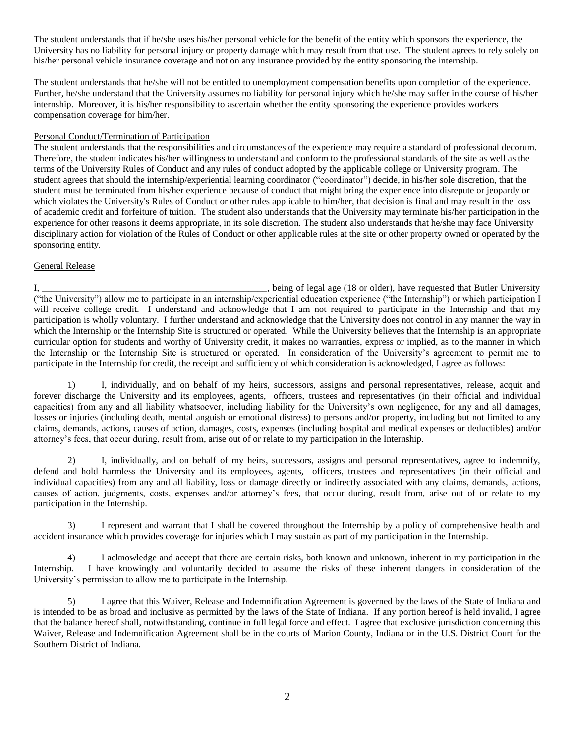The student understands that if he/she uses his/her personal vehicle for the benefit of the entity which sponsors the experience, the University has no liability for personal injury or property damage which may result from that use. The student agrees to rely solely on his/her personal vehicle insurance coverage and not on any insurance provided by the entity sponsoring the internship.

The student understands that he/she will not be entitled to unemployment compensation benefits upon completion of the experience. Further, he/she understand that the University assumes no liability for personal injury which he/she may suffer in the course of his/her internship. Moreover, it is his/her responsibility to ascertain whether the entity sponsoring the experience provides workers compensation coverage for him/her.

Personal Conduct/Termination of Participation

The student understands that the responsibilities and circumstances of the experience may require a standard of professional decorum. Therefore, the student indicates his/her willingness to understand and conform to the professional standards of the site as well as the terms of the University Rules of Conduct and any rules of conduct adopted by the applicable college or University program. The student agrees that should the internship/experiential learning coordinator ("coordinator") decide, in his/her sole discretion, that the student must be terminated from his/her experience because of conduct that might bring the experience into disrepute or jeopardy or which violates the University's Rules of Conduct or other rules applicable to him/her, that decision is final and may result in the loss of academic credit and forfeiture of tuition. The student also understands that the University may terminate his/her participation in the experience for other reasons it deems appropriate, in its sole discretion. The student also understands that he/she may face University disciplinary action for violation of the Rules of Conduct or other applicable rules at the site or other property owned or operated by the sponsoring entity.

General Release

I, __________________________________________________, being of legal age (18 or older), have requested that Butler University ("the University") allow me to participate in an internship/experiential education experience ("the Internship") or which participation I will receive college credit. I understand and acknowledge that I am not required to participate in the Internship and that my participation is wholly voluntary. I further understand and acknowledge that the University does not control in any manner the way in which the Internship or the Internship Site is structured or operated. While the University believes that the Internship is an appropriate curricular option for students and worthy of University credit, it makes no warranties, express or implied, as to the manner in which the Internship or the Internship Site is structured or operated. In consideration of the University's agreement to permit me to participate in the Internship for credit, the receipt and sufficiency of which consideration is acknowledged, I agree as follows:

1) I, individually, and on behalf of my heirs, successors, assigns and personal representatives, release, acquit and forever discharge the University and its employees, agents, officers, trustees and representatives (in their official and individual capacities) from any and all liability whatsoever, including liability for the University's own negligence, for any and all damages, losses or injuries (including death, mental anguish or emotional distress) to persons and/or property, including but not limited to any claims, demands, actions, causes of action, damages, costs, expenses (including hospital and medical expenses or deductibles) and/or attorney's fees, that occur during, result from, arise out of or relate to my participation in the Internship.

2) I, individually, and on behalf of my heirs, successors, assigns and personal representatives, agree to indemnify, defend and hold harmless the University and its employees, agents, officers, trustees and representatives (in their official and individual capacities) from any and all liability, loss or damage directly or indirectly associated with any claims, demands, actions, causes of action, judgments, costs, expenses and/or attorney's fees, that occur during, result from, arise out of or relate to my participation in the Internship.

3) I represent and warrant that I shall be covered throughout the Internship by a policy of comprehensive health and accident insurance which provides coverage for injuries which I may sustain as part of my participation in the Internship.

4) I acknowledge and accept that there are certain risks, both known and unknown, inherent in my participation in the Internship. I have knowingly and voluntarily decided to assume the risks of these inherent dangers in consideration of the University's permission to allow me to participate in the Internship.

5) I agree that this Waiver, Release and Indemnification Agreement is governed by the laws of the State of Indiana and is intended to be as broad and inclusive as permitted by the laws of the State of Indiana. If any portion hereof is held invalid, I agree that the balance hereof shall, notwithstanding, continue in full legal force and effect. I agree that exclusive jurisdiction concerning this Waiver, Release and Indemnification Agreement shall be in the courts of Marion County, Indiana or in the U.S. District Court for the Southern District of Indiana.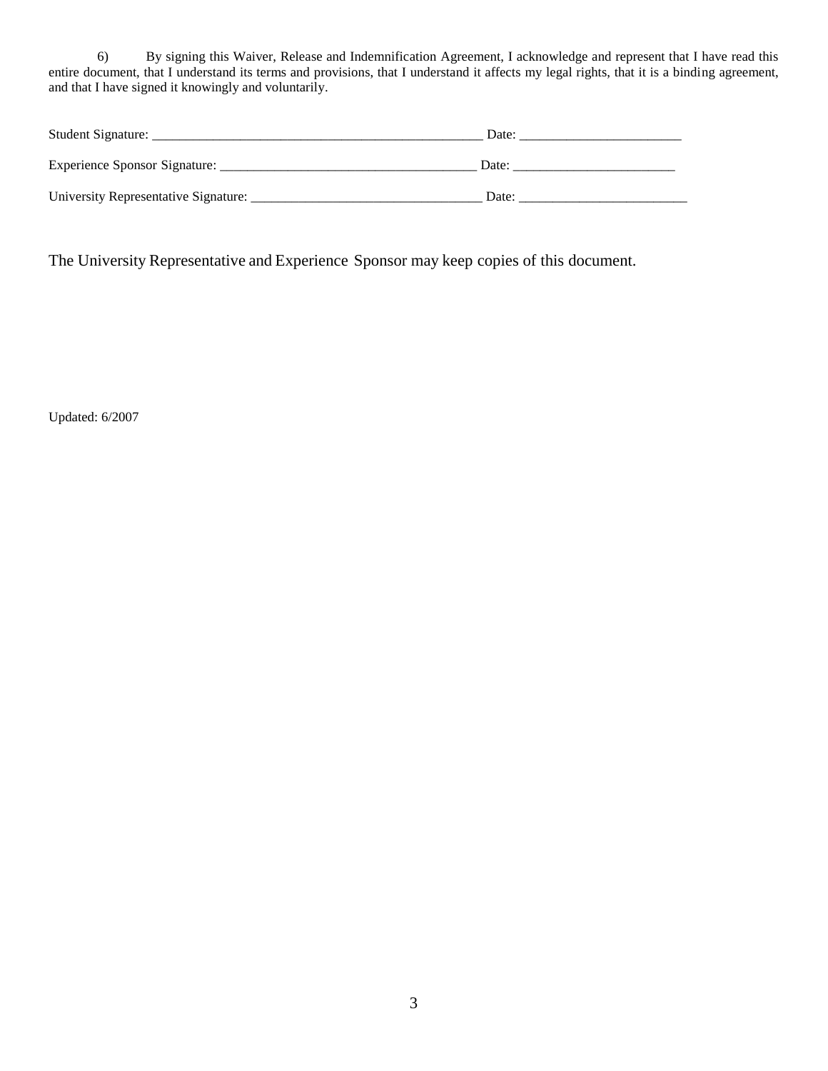6) By signing this Waiver, Release and Indemnification Agreement, I acknowledge and represent that I have read this entire document, that I understand its terms and provisions, that I understand it affects my legal rights, that it is a binding agreement, and that I have signed it knowingly and voluntarily.

Student Signature: ___________________________________________________ Date: ________________________

Experience Sponsor Signature: _______________________________________ Date: ________________________

University Representative Signature: __________________________________ Date: _________________________

The University Representative and Experience Sponsor may keep copies of this document.

Updated: 6/2007